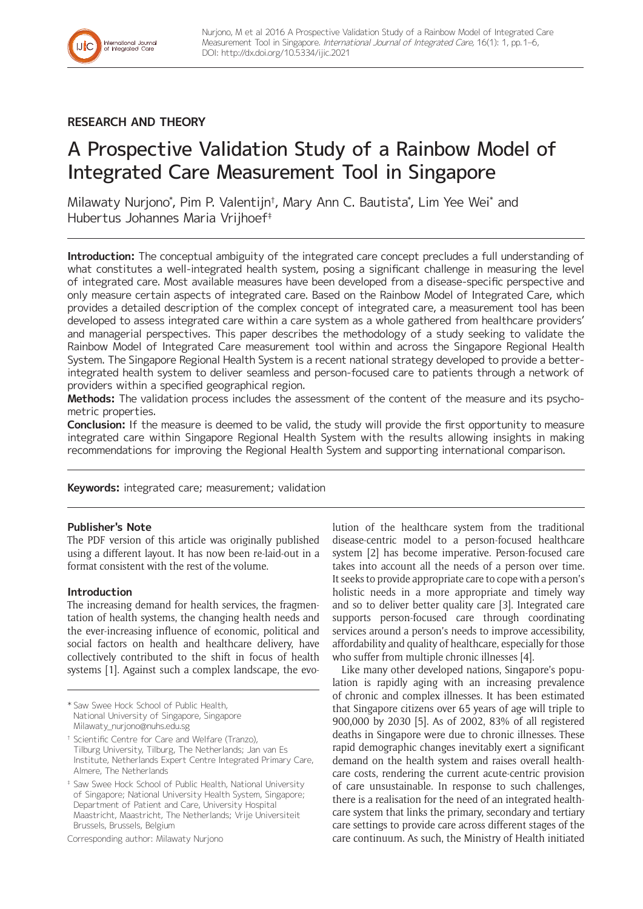RESEARCH AND THEORY

# A Prospective Validation Study of a Rainbow Model of Integrated Care Measurement Tool in Singapore

Milawaty Nurjono[*], Pim P. Valentijn[†], Mary Ann C. Bautista[*], Lim Yee Wei[*] and Hubertus Johannes Maria Vrijhoef[‡]

**Introduction:** The conceptual ambiguity of the integrated care concept precludes a full understanding of what constitutes a well-integrated health system, posing a significant challenge in measuring the level of integrated care. Most available measures have been developed from a disease-specific perspective and only measure certain aspects of integrated care. Based on the Rainbow Model of Integrated Care, which provides a detailed description of the complex concept of integrated care, a measurement tool has been developed to assess integrated care within a care system as a whole gathered from healthcare providers' and managerial perspectives. This paper describes the methodology of a study seeking to validate the Rainbow Model of Integrated Care measurement tool within and across the Singapore Regional Health System. The Singapore Regional Health System is a recent national strategy developed to provide a better-integrated health system to deliver seamless and person-focused care to patients through a network of providers within a specified geographical region.

**Methods:** The validation process includes the assessment of the content of the measure and its psychometric properties.

**Conclusion:** If the measure is deemed to be valid, the study will provide the first opportunity to measure integrated care within Singapore Regional Health System with the results allowing insights in making recommendations for improving the Regional Health System and supporting international comparison.

**Keywords:** integrated care; measurement; validation

### Publisher's Note

The PDF version of this article was originally published using a different layout. It has now been re-laid-out in a format consistent with the rest of the volume.

### Introduction

The increasing demand for health services, the fragmentation of health systems, the changing health needs and the ever-increasing influence of economic, political and social factors on health and healthcare delivery, have collectively contributed to the shift in focus of health systems [1]. Against such a complex landscape, the evolution of the healthcare system from the traditional disease-centric model to a person-focused healthcare system [2] has become imperative. Person-focused care takes into account all the needs of a person over time. It seeks to provide appropriate care to cope with a person's holistic needs in a more appropriate and timely way and so to deliver better quality care [3]. Integrated care supports person-focused care through coordinating services around a person's needs to improve accessibility, affordability and quality of healthcare, especially for those who suffer from multiple chronic illnesses [4].

Like many other developed nations, Singapore's population is rapidly aging with an increasing prevalence of chronic and complex illnesses. It has been estimated that Singapore citizens over 65 years of age will triple to 900,000 by 2030 [5]. As of 2002, 83% of all registered deaths in Singapore were due to chronic illnesses. These rapid demographic changes inevitably exert a significant demand on the health system and raises overall healthcare costs, rendering the current acute-centric provision of care unsustainable. In response to such challenges, there is a realisation for the need of an integrated healthcare system that links the primary, secondary and tertiary care settings to provide care across different stages of the care continuum. As such, the Ministry of Health initiated

[*] Saw Swee Hock School of Public Health, National University of Singapore, Singapore
Milawaty_nurjono@nuhs.edu.sg

[†] Scientific Centre for Care and Welfare (Tranzo), Tilburg University, Tilburg, The Netherlands; Jan van Es Institute, Netherlands Expert Centre Integrated Primary Care, Almere, The Netherlands

[‡] Saw Swee Hock School of Public Health, National University of Singapore; National University Health System, Singapore; Department of Patient and Care, University Hospital Maastricht, Maastricht, The Netherlands; Vrije Universiteit Brussels, Brussels, Belgium

Corresponding author: Milawaty Nurjono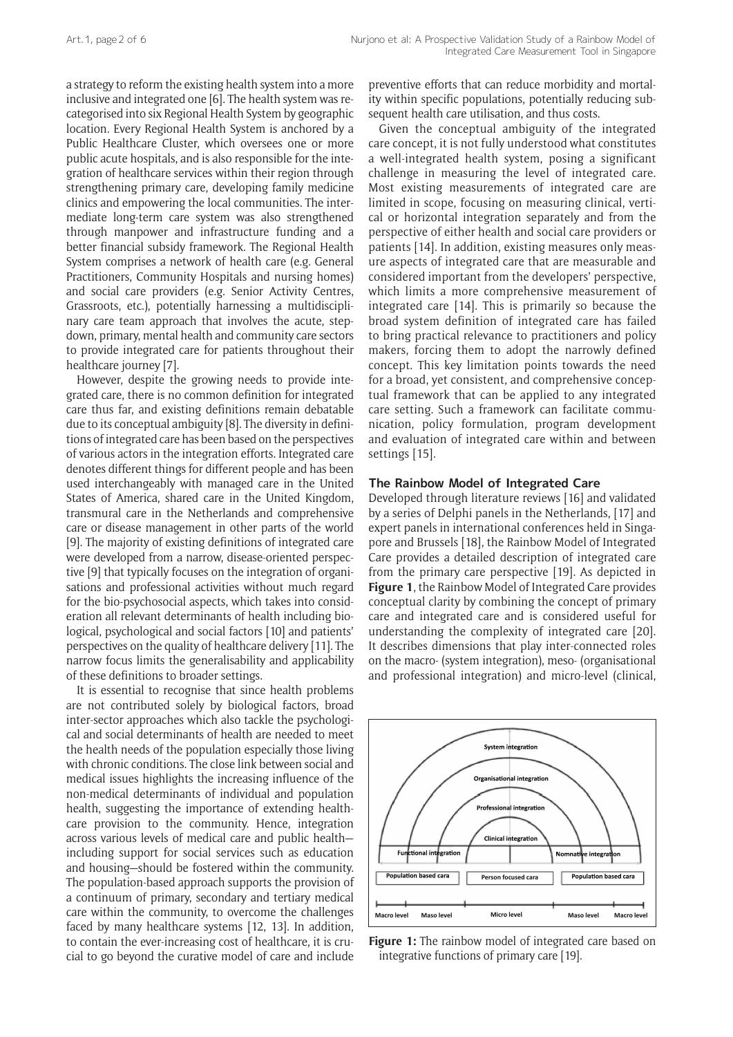a strategy to reform the existing health system into a more inclusive and integrated one [6]. The health system was recategorised into six Regional Health System by geographic location. Every Regional Health System is anchored by a Public Healthcare Cluster, which oversees one or more public acute hospitals, and is also responsible for the integration of healthcare services within their region through strengthening primary care, developing family medicine clinics and empowering the local communities. The intermediate long-term care system was also strengthened through manpower and infrastructure funding and a better financial subsidy framework. The Regional Health System comprises a network of health care (e.g. General Practitioners, Community Hospitals and nursing homes) and social care providers (e.g. Senior Activity Centres, Grassroots, etc.), potentially harnessing a multidisciplinary care team approach that involves the acute, stepdown, primary, mental health and community care sectors to provide integrated care for patients throughout their healthcare journey [7].

However, despite the growing needs to provide integrated care, there is no common definition for integrated care thus far, and existing definitions remain debatable due to its conceptual ambiguity [8]. The diversity in definitions of integrated care has been based on the perspectives of various actors in the integration efforts. Integrated care denotes different things for different people and has been used interchangeably with managed care in the United States of America, shared care in the United Kingdom, transmural care in the Netherlands and comprehensive care or disease management in other parts of the world [9]. The majority of existing definitions of integrated care were developed from a narrow, disease-oriented perspective [9] that typically focuses on the integration of organisations and professional activities without much regard for the bio-psychosocial aspects, which takes into consideration all relevant determinants of health including biological, psychological and social factors [10] and patients' perspectives on the quality of healthcare delivery [11]. The narrow focus limits the generalisability and applicability of these definitions to broader settings.

It is essential to recognise that since health problems are not contributed solely by biological factors, broad inter-sector approaches which also tackle the psychological and social determinants of health are needed to meet the health needs of the population especially those living with chronic conditions. The close link between social and medical issues highlights the increasing influence of the non-medical determinants of individual and population health, suggesting the importance of extending healthcare provision to the community. Hence, integration across various levels of medical care and public health—including support for social services such as education and housing—should be fostered within the community. The population-based approach supports the provision of a continuum of primary, secondary and tertiary medical care within the community, to overcome the challenges faced by many healthcare systems [12, 13]. In addition, to contain the ever-increasing cost of healthcare, it is crucial to go beyond the curative model of care and include preventive efforts that can reduce morbidity and mortality within specific populations, potentially reducing subsequent health care utilisation, and thus costs.

Given the conceptual ambiguity of the integrated care concept, it is not fully understood what constitutes a well-integrated health system, posing a significant challenge in measuring the level of integrated care. Most existing measurements of integrated care are limited in scope, focusing on measuring clinical, vertical or horizontal integration separately and from the perspective of either health and social care providers or patients [14]. In addition, existing measures only measure aspects of integrated care that are measurable and considered important from the developers' perspective, which limits a more comprehensive measurement of integrated care [14]. This is primarily so because the broad system definition of integrated care has failed to bring practical relevance to practitioners and policy makers, forcing them to adopt the narrowly defined concept. This key limitation points towards the need for a broad, yet consistent, and comprehensive conceptual framework that can be applied to any integrated care setting. Such a framework can facilitate communication, policy formulation, program development and evaluation of integrated care within and between settings [15].

### The Rainbow Model of Integrated Care

Developed through literature reviews [16] and validated by a series of Delphi panels in the Netherlands, [17] and expert panels in international conferences held in Singapore and Brussels [18], the Rainbow Model of Integrated Care provides a detailed description of integrated care from the primary care perspective [19]. As depicted in **Figure 1**, the Rainbow Model of Integrated Care provides conceptual clarity by combining the concept of primary care and integrated care and is considered useful for understanding the complexity of integrated care [20]. It describes dimensions that play inter-connected roles on the macro- (system integration), meso- (organisational and professional integration) and micro-level (clinical,

**Figure 1:** The rainbow model of integrated care based on integrative functions of primary care [19].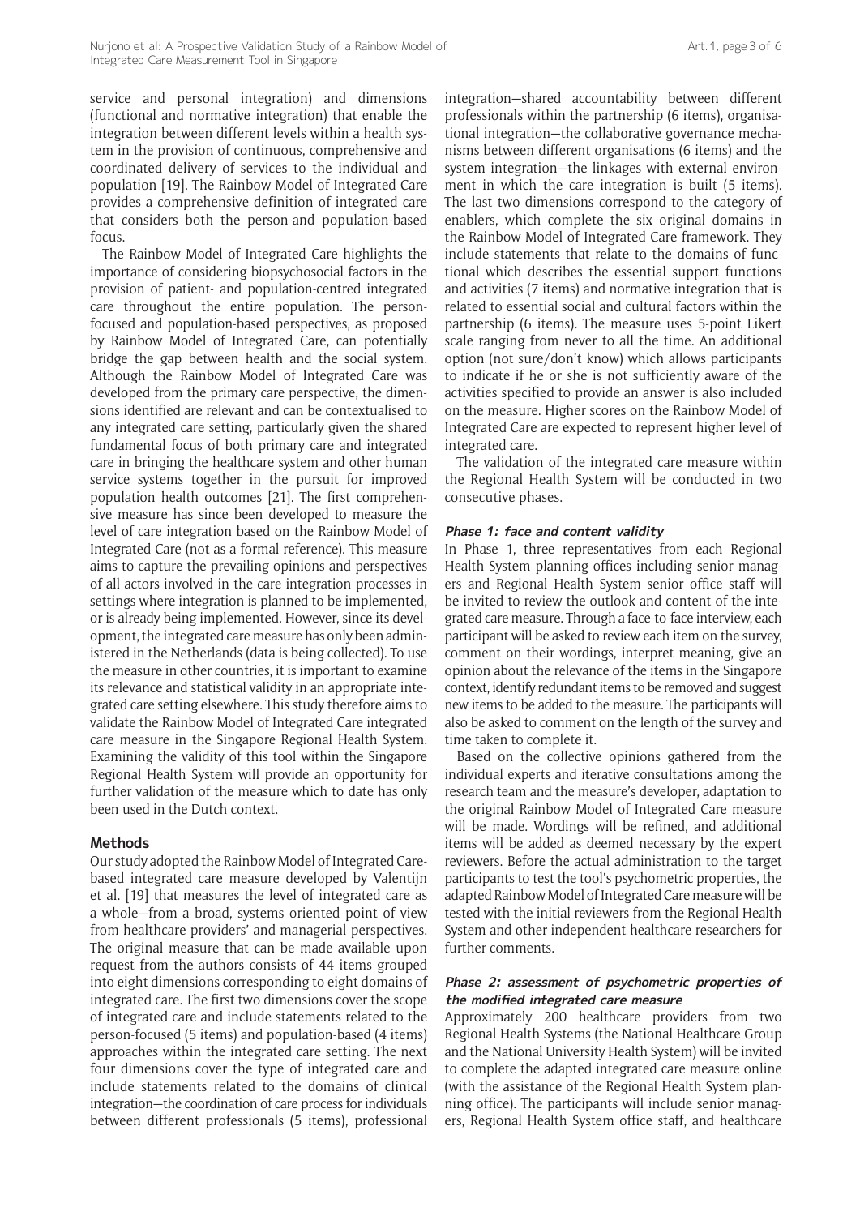service and personal integration) and dimensions (functional and normative integration) that enable the integration between different levels within a health system in the provision of continuous, comprehensive and coordinated delivery of services to the individual and population [19]. The Rainbow Model of Integrated Care provides a comprehensive definition of integrated care that considers both the person-and population-based focus.

The Rainbow Model of Integrated Care highlights the importance of considering biopsychosocial factors in the provision of patient- and population-centred integrated care throughout the entire population. The person-focused and population-based perspectives, as proposed by Rainbow Model of Integrated Care, can potentially bridge the gap between health and the social system. Although the Rainbow Model of Integrated Care was developed from the primary care perspective, the dimensions identified are relevant and can be contextualised to any integrated care setting, particularly given the shared fundamental focus of both primary care and integrated care in bringing the healthcare system and other human service systems together in the pursuit for improved population health outcomes [21]. The first comprehensive measure has since been developed to measure the level of care integration based on the Rainbow Model of Integrated Care (not as a formal reference). This measure aims to capture the prevailing opinions and perspectives of all actors involved in the care integration processes in settings where integration is planned to be implemented, or is already being implemented. However, since its development, the integrated care measure has only been administered in the Netherlands (data is being collected). To use the measure in other countries, it is important to examine its relevance and statistical validity in an appropriate integrated care setting elsewhere. This study therefore aims to validate the Rainbow Model of Integrated Care integrated care measure in the Singapore Regional Health System. Examining the validity of this tool within the Singapore Regional Health System will provide an opportunity for further validation of the measure which to date has only been used in the Dutch context.

## Methods

Our study adopted the Rainbow Model of Integrated Care-based integrated care measure developed by Valentijn et al. [19] that measures the level of integrated care as a whole—from a broad, systems oriented point of view from healthcare providers' and managerial perspectives. The original measure that can be made available upon request from the authors consists of 44 items grouped into eight dimensions corresponding to eight domains of integrated care. The first two dimensions cover the scope of integrated care and include statements related to the person-focused (5 items) and population-based (4 items) approaches within the integrated care setting. The next four dimensions cover the type of integrated care and include statements related to the domains of clinical integration—the coordination of care process for individuals between different professionals (5 items), professional integration—shared accountability between different professionals within the partnership (6 items), organisational integration—the collaborative governance mechanisms between different organisations (6 items) and the system integration—the linkages with external environment in which the care integration is built (5 items). The last two dimensions correspond to the category of enablers, which complete the six original domains in the Rainbow Model of Integrated Care framework. They include statements that relate to the domains of functional which describes the essential support functions and activities (7 items) and normative integration that is related to essential social and cultural factors within the partnership (6 items). The measure uses 5-point Likert scale ranging from never to all the time. An additional option (not sure/don't know) which allows participants to indicate if he or she is not sufficiently aware of the activities specified to provide an answer is also included on the measure. Higher scores on the Rainbow Model of Integrated Care are expected to represent higher level of integrated care.

The validation of the integrated care measure within the Regional Health System will be conducted in two consecutive phases.

### *Phase 1: face and content validity*

In Phase 1, three representatives from each Regional Health System planning offices including senior managers and Regional Health System senior office staff will be invited to review the outlook and content of the integrated care measure. Through a face-to-face interview, each participant will be asked to review each item on the survey, comment on their wordings, interpret meaning, give an opinion about the relevance of the items in the Singapore context, identify redundant items to be removed and suggest new items to be added to the measure. The participants will also be asked to comment on the length of the survey and time taken to complete it.

Based on the collective opinions gathered from the individual experts and iterative consultations among the research team and the measure's developer, adaptation to the original Rainbow Model of Integrated Care measure will be made. Wordings will be refined, and additional items will be added as deemed necessary by the expert reviewers. Before the actual administration to the target participants to test the tool's psychometric properties, the adapted Rainbow Model of Integrated Care measure will be tested with the initial reviewers from the Regional Health System and other independent healthcare researchers for further comments.

### *Phase 2: assessment of psychometric properties of the modified integrated care measure*

Approximately 200 healthcare providers from two Regional Health Systems (the National Healthcare Group and the National University Health System) will be invited to complete the adapted integrated care measure online (with the assistance of the Regional Health System planning office). The participants will include senior managers, Regional Health System office staff, and healthcare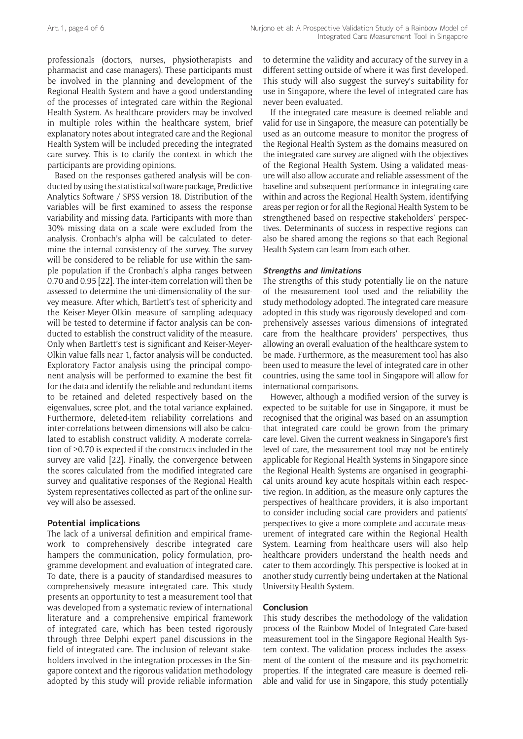professionals (doctors, nurses, physiotherapists and pharmacist and case managers). These participants must be involved in the planning and development of the Regional Health System and have a good understanding of the processes of integrated care within the Regional Health System. As healthcare providers may be involved in multiple roles within the healthcare system, brief explanatory notes about integrated care and the Regional Health System will be included preceding the integrated care survey. This is to clarify the context in which the participants are providing opinions.

Based on the responses gathered analysis will be conducted by using the statistical software package, Predictive Analytics Software / SPSS version 18. Distribution of the variables will be first examined to assess the response variability and missing data. Participants with more than 30% missing data on a scale were excluded from the analysis. Cronbach's alpha will be calculated to determine the internal consistency of the survey. The survey will be considered to be reliable for use within the sample population if the Cronbach's alpha ranges between 0.70 and 0.95 [22]. The inter-item correlation will then be assessed to determine the uni-dimensionality of the survey measure. After which, Bartlett's test of sphericity and the Keiser-Meyer-Olkin measure of sampling adequacy will be tested to determine if factor analysis can be conducted to establish the construct validity of the measure. Only when Bartlett's test is significant and Keiser-Meyer-Olkin value falls near 1, factor analysis will be conducted. Exploratory Factor analysis using the principal component analysis will be performed to examine the best fit for the data and identify the reliable and redundant items to be retained and deleted respectively based on the eigenvalues, scree plot, and the total variance explained. Furthermore, deleted-item reliability correlations and inter-correlations between dimensions will also be calculated to establish construct validity. A moderate correlation of ≥0.70 is expected if the constructs included in the survey are valid [22]. Finally, the convergence between the scores calculated from the modified integrated care survey and qualitative responses of the Regional Health System representatives collected as part of the online survey will also be assessed.

## Potential implications

The lack of a universal definition and empirical framework to comprehensively describe integrated care hampers the communication, policy formulation, programme development and evaluation of integrated care. To date, there is a paucity of standardised measures to comprehensively measure integrated care. This study presents an opportunity to test a measurement tool that was developed from a systematic review of international literature and a comprehensive empirical framework of integrated care, which has been tested rigorously through three Delphi expert panel discussions in the field of integrated care. The inclusion of relevant stakeholders involved in the integration processes in the Singapore context and the rigorous validation methodology adopted by this study will provide reliable information to determine the validity and accuracy of the survey in a different setting outside of where it was first developed. This study will also suggest the survey's suitability for use in Singapore, where the level of integrated care has never been evaluated.

If the integrated care measure is deemed reliable and valid for use in Singapore, the measure can potentially be used as an outcome measure to monitor the progress of the Regional Health System as the domains measured on the integrated care survey are aligned with the objectives of the Regional Health System. Using a validated measure will also allow accurate and reliable assessment of the baseline and subsequent performance in integrating care within and across the Regional Health System, identifying areas per region or for all the Regional Health System to be strengthened based on respective stakeholders' perspectives. Determinants of success in respective regions can also be shared among the regions so that each Regional Health System can learn from each other.

### *Strengths and limitations*

The strengths of this study potentially lie on the nature of the measurement tool used and the reliability the study methodology adopted. The integrated care measure adopted in this study was rigorously developed and comprehensively assesses various dimensions of integrated care from the healthcare providers' perspectives, thus allowing an overall evaluation of the healthcare system to be made. Furthermore, as the measurement tool has also been used to measure the level of integrated care in other countries, using the same tool in Singapore will allow for international comparisons.

However, although a modified version of the survey is expected to be suitable for use in Singapore, it must be recognised that the original was based on an assumption that integrated care could be grown from the primary care level. Given the current weakness in Singapore's first level of care, the measurement tool may not be entirely applicable for Regional Health Systems in Singapore since the Regional Health Systems are organised in geographical units around key acute hospitals within each respective region. In addition, as the measure only captures the perspectives of healthcare providers, it is also important to consider including social care providers and patients' perspectives to give a more complete and accurate measurement of integrated care within the Regional Health System. Learning from healthcare users will also help healthcare providers understand the health needs and cater to them accordingly. This perspective is looked at in another study currently being undertaken at the National University Health System.

## Conclusion

This study describes the methodology of the validation process of the Rainbow Model of Integrated Care-based measurement tool in the Singapore Regional Health System context. The validation process includes the assessment of the content of the measure and its psychometric properties. If the integrated care measure is deemed reliable and valid for use in Singapore, this study potentially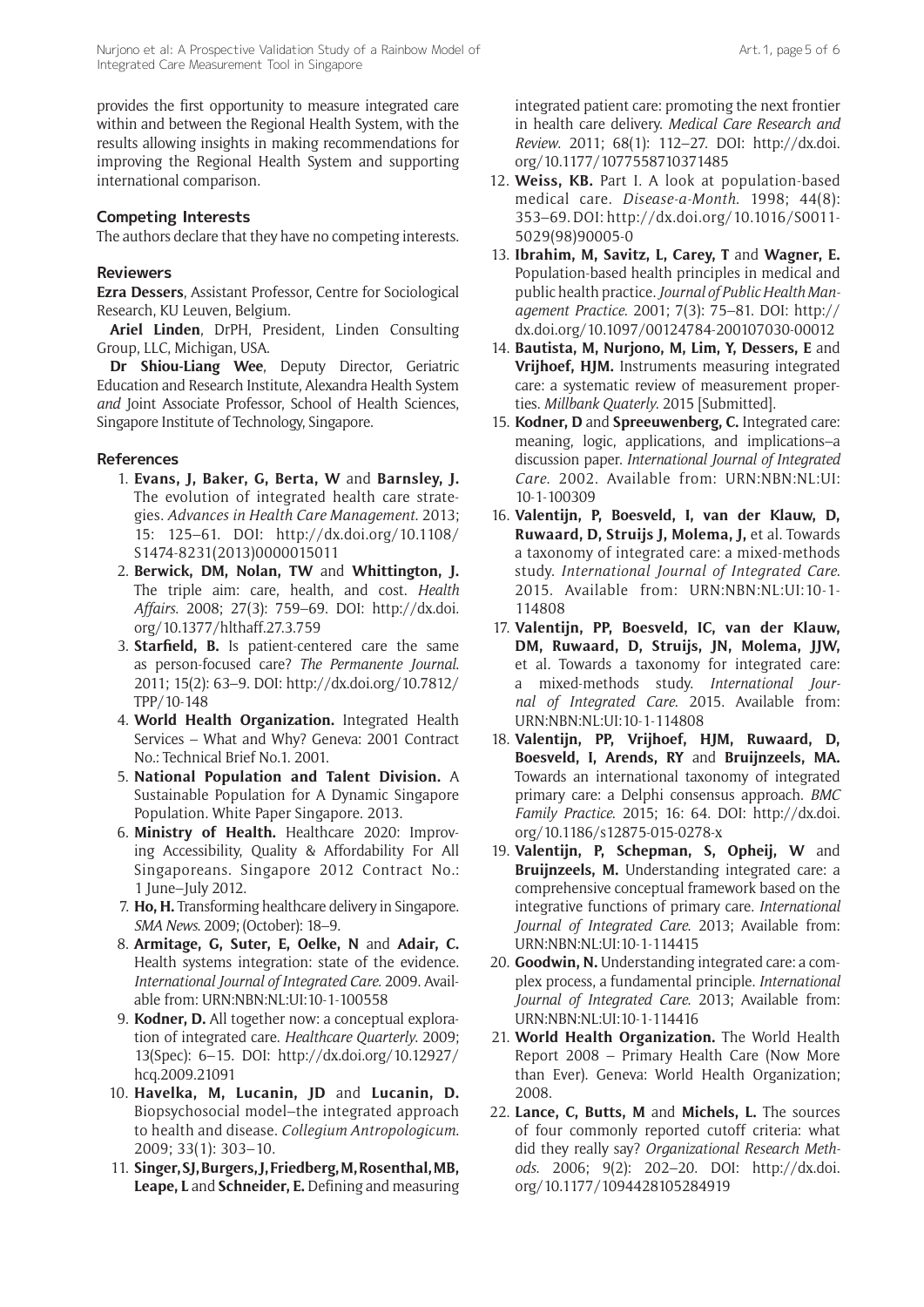provides the first opportunity to measure integrated care within and between the Regional Health System, with the results allowing insights in making recommendations for improving the Regional Health System and supporting international comparison.

## Competing Interests

The authors declare that they have no competing interests.

## Reviewers

**Ezra Dessers**, Assistant Professor, Centre for Sociological Research, KU Leuven, Belgium.

**Ariel Linden**, DrPH, President, Linden Consulting Group, LLC, Michigan, USA.

**Dr Shiou-Liang Wee**, Deputy Director, Geriatric Education and Research Institute, Alexandra Health System *and* Joint Associate Professor, School of Health Sciences, Singapore Institute of Technology, Singapore.

## References

1. **Evans, J, Baker, G, Berta, W** and **Barnsley, J.** The evolution of integrated health care strategies. *Advances in Health Care Management*. 2013; 15: 125–61. DOI: http://dx.doi.org/10.1108/S1474-8231(2013)0000015011
2. **Berwick, DM, Nolan, TW** and **Whittington, J.** The triple aim: care, health, and cost. *Health Affairs*. 2008; 27(3): 759–69. DOI: http://dx.doi.org/10.1377/hlthaff.27.3.759
3. **Starfield, B.** Is patient-centered care the same as person-focused care? *The Permanente Journal*. 2011; 15(2): 63–9. DOI: http://dx.doi.org/10.7812/TPP/10-148
4. **World Health Organization.** Integrated Health Services – What and Why? Geneva: 2001 Contract No.: Technical Brief No.1. 2001.
5. **National Population and Talent Division.** A Sustainable Population for A Dynamic Singapore Population. White Paper Singapore. 2013.
6. **Ministry of Health.** Healthcare 2020: Improving Accessibility, Quality & Affordability For All Singaporeans. Singapore 2012 Contract No.: 1 June–July 2012.
7. **Ho, H.** Transforming healthcare delivery in Singapore. *SMA News*. 2009; (October): 18–9.
8. **Armitage, G, Suter, E, Oelke, N** and **Adair, C.** Health systems integration: state of the evidence. *International Journal of Integrated Care*. 2009. Available from: URN:NBN:NL:UI:10-1-100558
9. **Kodner, D.** All together now: a conceptual exploration of integrated care. *Healthcare Quarterly*. 2009; 13(Spec): 6–15. DOI: http://dx.doi.org/10.12927/hcq.2009.21091
10. **Havelka, M, Lucanin, JD** and **Lucanin, D.** Biopsychosocial model–the integrated approach to health and disease. *Collegium Antropologicum*. 2009; 33(1): 303–10.
11. **Singer, SJ, Burgers, J, Friedberg, M, Rosenthal, MB, Leape, L** and **Schneider, E.** Defining and measuring integrated patient care: promoting the next frontier in health care delivery. *Medical Care Research and Review*. 2011; 68(1): 112–27. DOI: http://dx.doi.org/10.1177/1077558710371485
12. **Weiss, KB.** Part I. A look at population-based medical care. *Disease-a-Month*. 1998; 44(8): 353–69. DOI: http://dx.doi.org/10.1016/S0011-5029(98)90005-0
13. **Ibrahim, M, Savitz, L, Carey, T** and **Wagner, E.** Population-based health principles in medical and public health practice. *Journal of Public Health Management Practice*. 2001; 7(3): 75–81. DOI: http://dx.doi.org/10.1097/00124784-200107030-00012
14. **Bautista, M, Nurjono, M, Lim, Y, Dessers, E** and **Vrijhoef, HJM.** Instruments measuring integrated care: a systematic review of measurement properties. *Millbank Quaterly*. 2015 [Submitted].
15. **Kodner, D** and **Spreeuwenberg, C.** Integrated care: meaning, logic, applications, and implications–a discussion paper. *International Journal of Integrated Care*. 2002. Available from: URN:NBN:NL:UI:10-1-100309
16. **Valentijn, P, Boesveld, I, van der Klauw, D, Ruwaard, D, Struijs J, Molema, J,** et al. Towards a taxonomy of integrated care: a mixed-methods study. *International Journal of Integrated Care*. 2015. Available from: URN:NBN:NL:UI:10-1-114808
17. **Valentijn, PP, Boesveld, IC, van der Klauw, DM, Ruwaard, D, Struijs, JN, Molema, JJW,** et al. Towards a taxonomy for integrated care: a mixed-methods study. *International Journal of Integrated Care*. 2015. Available from: URN:NBN:NL:UI:10-1-114808
18. **Valentijn, PP, Vrijhoef, HJM, Ruwaard, D, Boesveld, I, Arends, RY** and **Bruijnzeels, MA.** Towards an international taxonomy of integrated primary care: a Delphi consensus approach. *BMC Family Practice*. 2015; 16: 64. DOI: http://dx.doi.org/10.1186/s12875-015-0278-x
19. **Valentijn, P, Schepman, S, Opheij, W** and **Bruijnzeels, M.** Understanding integrated care: a comprehensive conceptual framework based on the integrative functions of primary care. *International Journal of Integrated Care*. 2013; Available from: URN:NBN:NL:UI:10-1-114415
20. **Goodwin, N.** Understanding integrated care: a complex process, a fundamental principle. *International Journal of Integrated Care*. 2013; Available from: URN:NBN:NL:UI:10-1-114416
21. **World Health Organization.** The World Health Report 2008 – Primary Health Care (Now More than Ever). Geneva: World Health Organization; 2008.
22. **Lance, C, Butts, M** and **Michels, L.** The sources of four commonly reported cutoff criteria: what did they really say? *Organizational Research Methods*. 2006; 9(2): 202–20. DOI: http://dx.doi.org/10.1177/1094428105284919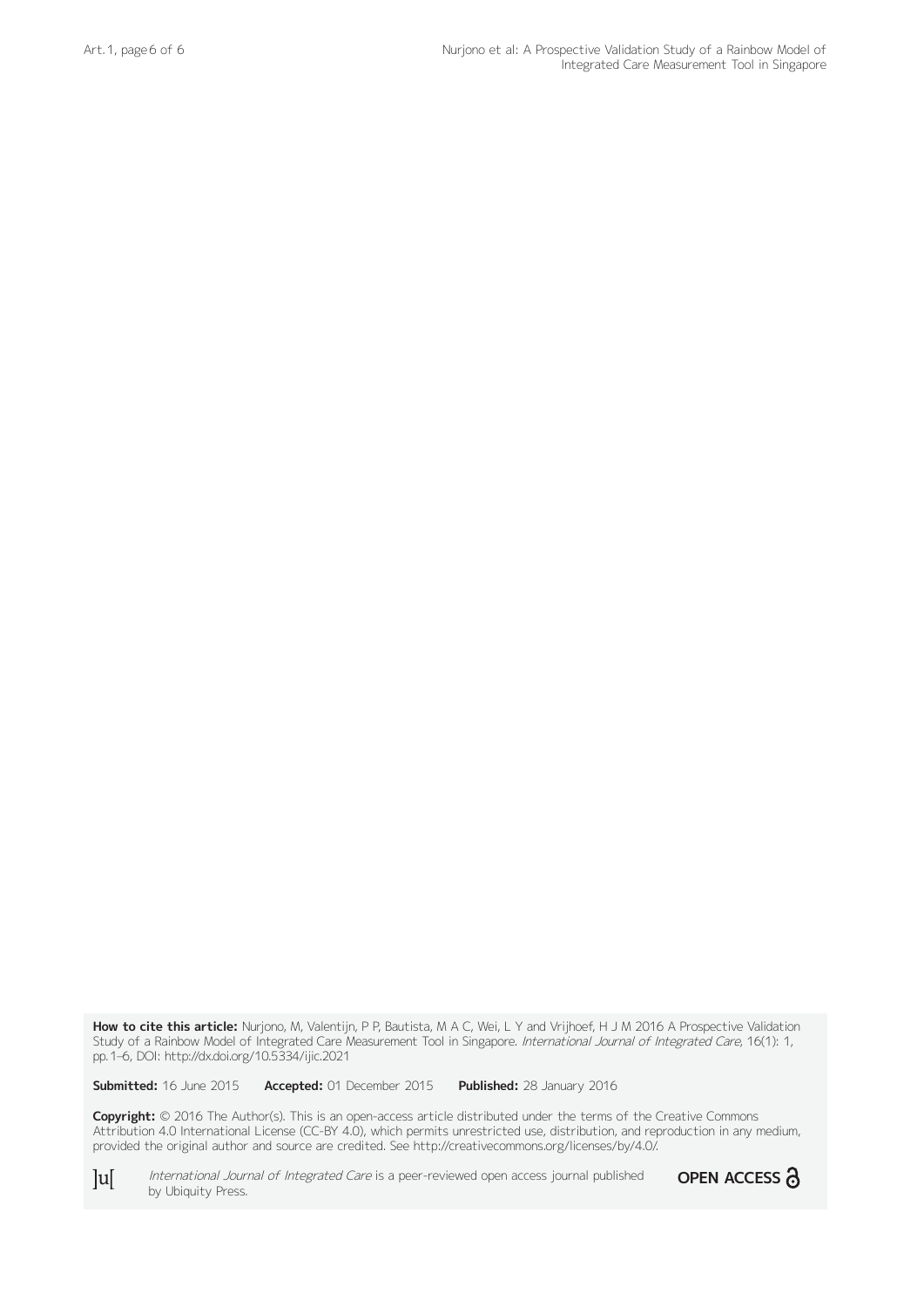**How to cite this article:** Nurjono, M, Valentijn, P P, Bautista, M A C, Wei, L Y and Vrijhoef, H J M 2016 A Prospective Validation Study of a Rainbow Model of Integrated Care Measurement Tool in Singapore. *International Journal of Integrated Care*, 16(1): 1, pp. 1–6, DOI: http://dx.doi.org/10.5334/ijic.2021

**Submitted:** 16 June 2015 **Accepted:** 01 December 2015 **Published:** 28 January 2016

**Copyright:** © 2016 The Author(s). This is an open-access article distributed under the terms of the Creative Commons Attribution 4.0 International License (CC-BY 4.0), which permits unrestricted use, distribution, and reproduction in any medium, provided the original author and source are credited. See http://creativecommons.org/licenses/by/4.0/.

*International Journal of Integrated Care* is a peer-reviewed open access journal published by Ubiquity Press.

**OPEN ACCESS**